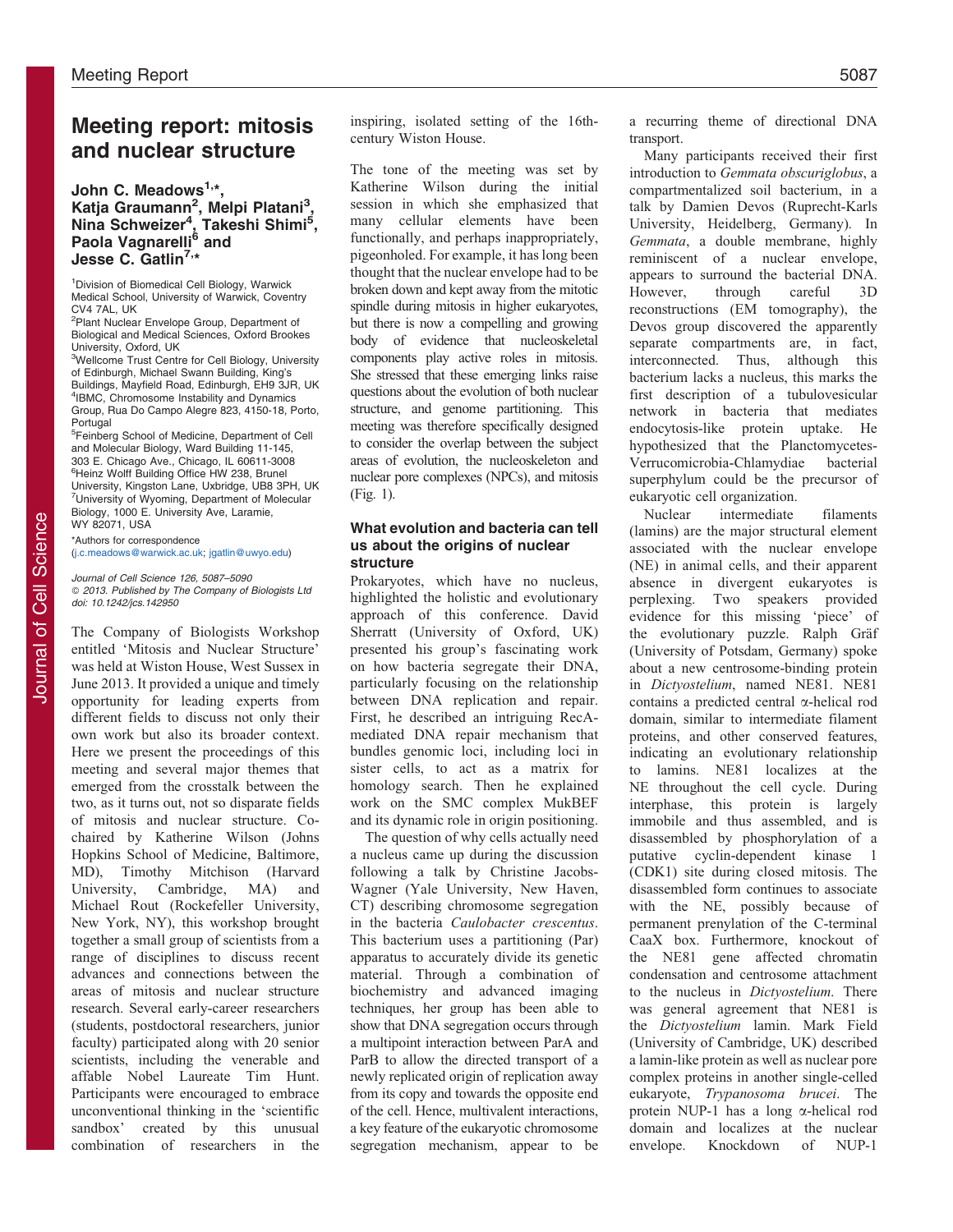# Meeting report: mitosis and nuclear structure

**John C. Meadows[1,*], Katja Graumann[2], Melpi Platani[3], Nina Schweizer[4], Takeshi Shimi[5], Paola Vagnarelli[6] and Jesse C. Gatlin[7,*]**

[1]Division of Biomedical Cell Biology, Warwick Medical School, University of Warwick, Coventry CV4 7AL, UK
[2]Plant Nuclear Envelope Group, Department of Biological and Medical Sciences, Oxford Brookes University, Oxford, UK
[3]Wellcome Trust Centre for Cell Biology, University of Edinburgh, Michael Swann Building, King's Buildings, Mayfield Road, Edinburgh, EH9 3JR, UK
[4]IBMC, Chromosome Instability and Dynamics Group, Rua Do Campo Alegre 823, 4150-18, Porto, Portugal
[5]Feinberg School of Medicine, Department of Cell and Molecular Biology, Ward Building 11-145, 303 E. Chicago Ave., Chicago, IL 60611-3008
[6]Heinz Wolff Building Office HW 238, Brunel University, Kingston Lane, Uxbridge, UB8 3PH, UK
[7]University of Wyoming, Department of Molecular Biology, 1000 E. University Ave, Laramie, WY 82071, USA

*Authors for correspondence (j.c.meadows@warwick.ac.uk; jgatlin@uwyo.edu)

*Journal of Cell Science 126, 5087–5090*
© 2013. Published by The Company of Biologists Ltd
doi: 10.1242/jcs.142950

The Company of Biologists Workshop entitled 'Mitosis and Nuclear Structure' was held at Wiston House, West Sussex in June 2013. It provided a unique and timely opportunity for leading experts from different fields to discuss not only their own work but also its broader context. Here we present the proceedings of this meeting and several major themes that emerged from the crosstalk between the two, as it turns out, not so disparate fields of mitosis and nuclear structure. Co-chaired by Katherine Wilson (Johns Hopkins School of Medicine, Baltimore, MD), Timothy Mitchison (Harvard University, Cambridge, MA) and Michael Rout (Rockefeller University, New York, NY), this workshop brought together a small group of scientists from a range of disciplines to discuss recent advances and connections between the areas of mitosis and nuclear structure research. Several early-career researchers (students, postdoctoral researchers, junior faculty) participated along with 20 senior scientists, including the venerable and affable Nobel Laureate Tim Hunt. Participants were encouraged to embrace unconventional thinking in the 'scientific sandbox' created by this unusual combination of researchers in the inspiring, isolated setting of the 16th-century Wiston House.

The tone of the meeting was set by Katherine Wilson during the initial session in which she emphasized that many cellular elements have been functionally, and perhaps inappropriately, pigeonholed. For example, it has long been thought that the nuclear envelope had to be broken down and kept away from the mitotic spindle during mitosis in higher eukaryotes, but there is now a compelling and growing body of evidence that nucleoskeletal components play active roles in mitosis. She stressed that these emerging links raise questions about the evolution of both nuclear structure, and genome partitioning. This meeting was therefore specifically designed to consider the overlap between the subject areas of evolution, the nucleoskeleton and nuclear pore complexes (NPCs), and mitosis (Fig. 1).

## What evolution and bacteria can tell us about the origins of nuclear structure

Prokaryotes, which have no nucleus, highlighted the holistic and evolutionary approach of this conference. David Sherratt (University of Oxford, UK) presented his group's fascinating work on how bacteria segregate their DNA, particularly focusing on the relationship between DNA replication and repair. First, he described an intriguing RecA-mediated DNA repair mechanism that bundles genomic loci, including loci in sister cells, to act as a matrix for homology search. Then he explained work on the SMC complex MukBEF and its dynamic role in origin positioning.

The question of why cells actually need a nucleus came up during the discussion following a talk by Christine Jacobs-Wagner (Yale University, New Haven, CT) describing chromosome segregation in the bacteria *Caulobacter crescentus*. This bacterium uses a partitioning (Par) apparatus to accurately divide its genetic material. Through a combination of biochemistry and advanced imaging techniques, her group has been able to show that DNA segregation occurs through a multipoint interaction between ParA and ParB to allow the directed transport of a newly replicated origin of replication away from its copy and towards the opposite end of the cell. Hence, multivalent interactions, a key feature of the eukaryotic chromosome segregation mechanism, appear to be a recurring theme of directional DNA transport.

Many participants received their first introduction to *Gemmata obscuriglobus*, a compartmentalized soil bacterium, in a talk by Damien Devos (Ruprecht-Karls University, Heidelberg, Germany). In *Gemmata*, a double membrane, highly reminiscent of a nuclear envelope, appears to surround the bacterial DNA. However, through careful 3D reconstructions (EM tomography), the Devos group discovered that the apparently separate compartments are, in fact, interconnected. Thus, although this bacterium lacks a nucleus, this marks the first description of a tubulovesicular network in bacteria that mediates endocytosis-like protein uptake. He hypothesized that the Planctomycetes-Verrucomicrobia-Chlamydiae bacterial superphylum could be the precursor of eukaryotic cell organization.

Nuclear intermediate filaments (lamins) are the major structural element associated with the nuclear envelope (NE) in animal cells, and their apparent absence in divergent eukaryotes is perplexing. Two speakers provided evidence for this missing 'piece' of the evolutionary puzzle. Ralph Gräf (University of Potsdam, Germany) spoke about a new centrosome-binding protein in *Dictyostelium*, named NE81. NE81 contains a predicted central α-helical rod domain, similar to intermediate filament proteins, and other conserved features, indicating an evolutionary relationship to lamins. NE81 localizes at the NE throughout the cell cycle. During interphase, this protein is largely immobile and thus assembled, and is disassembled by phosphorylation of a putative cyclin-dependent kinase 1 (CDK1) site during closed mitosis. The disassembled form continues to associate with the NE, possibly because of permanent prenylation of the C-terminal CaaX box. Furthermore, knockout of the NE81 gene affected chromatin condensation and centrosome attachment to the nucleus in *Dictyostelium*. There was general agreement that NE81 is the *Dictyostelium* lamin. Mark Field (University of Cambridge, UK) described a lamin-like protein as well as nuclear pore complex proteins in another single-celled eukaryote, *Trypanosoma brucei*. The protein NUP-1 has a long α-helical rod domain and localizes at the nuclear envelope. Knockdown of NUP-1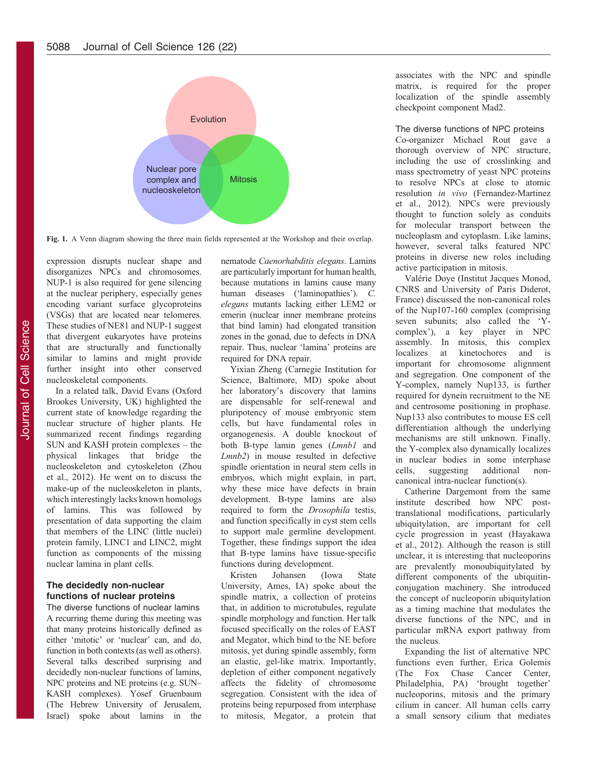Evolution

Nuclear pore complex and nucleoskeleton

Mitosis

**Fig. 1.** A Venn diagram showing the three main fields represented at the Workshop and their overlap.

expression disrupts nuclear shape and disorganizes NPCs and chromosomes. NUP-1 is also required for gene silencing at the nuclear periphery, especially genes encoding variant surface glycoproteins (VSGs) that are located near telomeres. These studies of NE81 and NUP-1 suggest that divergent eukaryotes have proteins that are structurally and functionally similar to lamins and might provide further insight into other conserved nucleoskeletal components.

In a related talk, David Evans (Oxford Brookes University, UK) highlighted the current state of knowledge regarding the nuclear structure of higher plants. He summarized recent findings regarding SUN and KASH protein complexes – the physical linkages that bridge the nucleoskeleton and cytoskeleton (Zhou et al., 2012). He went on to discuss the make-up of the nucleoskeleton in plants, which interestingly lacks known homologs of lamins. This was followed by presentation of data supporting the claim that members of the LINC (little nuclei) protein family, LINC1 and LINC2, might function as components of the missing nuclear lamina in plant cells.

## The decidedly non-nuclear functions of nuclear proteins

### The diverse functions of nuclear lamins

A recurring theme during this meeting was that many proteins historically defined as either 'mitotic' or 'nuclear' can, and do, function in both contexts (as well as others). Several talks described surprising and decidedly non-nuclear functions of lamins, NPC proteins and NE proteins (e.g. SUN–KASH complexes). Yosef Gruenbaum (The Hebrew University of Jerusalem, Israel) spoke about lamins in the nematode *Caenorhabditis elegans*. Lamins are particularly important for human health, because mutations in lamins cause many human diseases ('laminopathies'). *C. elegans* mutants lacking either LEM2 or emerin (nuclear inner membrane proteins that bind lamin) had elongated transition zones in the gonad, due to defects in DNA repair. Thus, nuclear 'lamina' proteins are required for DNA repair.

Yixian Zheng (Carnegie Institution for Science, Baltimore, MD) spoke about her laboratory's discovery that lamins are dispensable for self-renewal and pluripotency of mouse embryonic stem cells, but have fundamental roles in organogenesis. A double knockout of both B-type lamin genes (*Lmnb1* and *Lmnb2*) in mouse resulted in defective spindle orientation in neural stem cells in embryos, which might explain, in part, why these mice have defects in brain development. B-type lamins are also required to form the *Drosophila* testis, and function specifically in cyst stem cells to support male germline development. Together, these findings support the idea that B-type lamins have tissue-specific functions during development.

Kristen Johansen (Iowa State University, Ames, IA) spoke about the spindle matrix, a collection of proteins that, in addition to microtubules, regulate spindle morphology and function. Her talk focused specifically on the roles of EAST and Megator, which bind to the NE before mitosis, yet during spindle assembly, form an elastic, gel-like matrix. Importantly, depletion of either component negatively affects the fidelity of chromosome segregation. Consistent with the idea of proteins being repurposed from interphase to mitosis, Megator, a protein that associates with the NPC and spindle matrix, is required for the proper localization of the spindle assembly checkpoint component Mad2.

### The diverse functions of NPC proteins

Co-organizer Michael Rout gave a thorough overview of NPC structure, including the use of crosslinking and mass spectrometry of yeast NPC proteins to resolve NPCs at close to atomic resolution *in vivo* (Fernandez-Martinez et al., 2012). NPCs were previously thought to function solely as conduits for molecular transport between the nucleoplasm and cytoplasm. Like lamins, however, several talks featured NPC proteins in diverse new roles including active participation in mitosis.

Valérie Doye (Institut Jacques Monod, CNRS and University of Paris Diderot, France) discussed the non-canonical roles of the Nup107-160 complex (comprising seven subunits; also called the 'Y-complex'), a key player in NPC assembly. In mitosis, this complex localizes at kinetochores and is important for chromosome alignment and segregation. One component of the Y-complex, namely Nup133, is further required for dynein recruitment to the NE and centrosome positioning in prophase. Nup133 also contributes to mouse ES cell differentiation although the underlying mechanisms are still unknown. Finally, the Y-complex also dynamically localizes in nuclear bodies in some interphase cells, suggesting additional non-canonical intra-nuclear function(s).

Catherine Dargemont from the same institute described how NPC post-translational modifications, particularly ubiquitylation, are important for cell cycle progression in yeast (Hayakawa et al., 2012). Although the reason is still unclear, it is interesting that nucleoporins are prevalently monoubiquitylated by different components of the ubiquitin-conjugation machinery. She introduced the concept of nucleoporin ubiquitylation as a timing machine that modulates the diverse functions of the NPC, and in particular mRNA export pathway from the nucleus.

Expanding the list of alternative NPC functions even further, Erica Golemis (The Fox Chase Cancer Center, Philadelphia, PA) 'brought together' nucleoporins, mitosis and the primary cilium in cancer. All human cells carry a small sensory cilium that mediates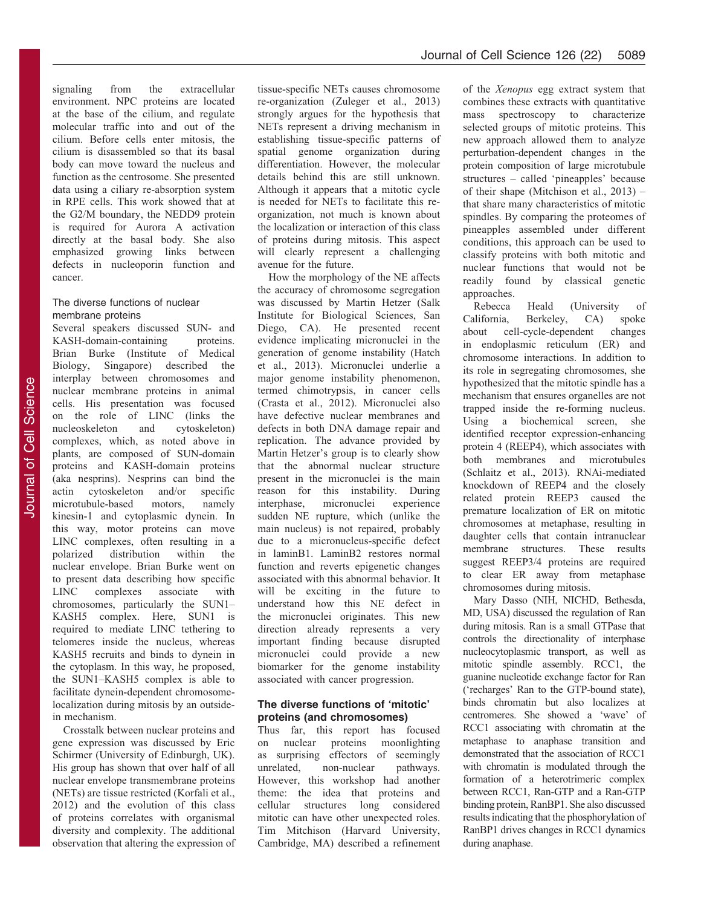signaling from the extracellular environment. NPC proteins are located at the base of the cilium, and regulate molecular traffic into and out of the cilium. Before cells enter mitosis, the cilium is disassembled so that its basal body can move toward the nucleus and function as the centrosome. She presented data using a ciliary re-absorption system in RPE cells. This work showed that at the G2/M boundary, the NEDD9 protein is required for Aurora A activation directly at the basal body. She also emphasized growing links between defects in nucleoporin function and cancer.

## The diverse functions of nuclear membrane proteins

Several speakers discussed SUN- and KASH-domain-containing proteins. Brian Burke (Institute of Medical Biology, Singapore) described the interplay between chromosomes and nuclear membrane proteins in animal cells. His presentation was focused on the role of LINC (links the nucleoskeleton and cytoskeleton) complexes, which, as noted above in plants, are composed of SUN-domain proteins and KASH-domain proteins (aka nesprins). Nesprins can bind the actin cytoskeleton and/or specific microtubule-based motors, namely kinesin-1 and cytoplasmic dynein. In this way, motor proteins can move LINC complexes, often resulting in a polarized distribution within the nuclear envelope. Brian Burke went on to present data describing how specific LINC complexes associate with chromosomes, particularly the SUN1–KASH5 complex. Here, SUN1 is required to mediate LINC tethering to telomeres inside the nucleus, whereas KASH5 recruits and binds to dynein in the cytoplasm. In this way, he proposed, the SUN1–KASH5 complex is able to facilitate dynein-dependent chromosome-localization during mitosis by an outside-in mechanism.

Crosstalk between nuclear proteins and gene expression was discussed by Eric Schirmer (University of Edinburgh, UK). His group has shown that over half of all nuclear envelope transmembrane proteins (NETs) are tissue restricted (Korfali et al., 2012) and the evolution of this class of proteins correlates with organismal diversity and complexity. The additional observation that altering the expression of tissue-specific NETs causes chromosome re-organization (Zuleger et al., 2013) strongly argues for the hypothesis that NETs represent a driving mechanism in establishing tissue-specific patterns of spatial genome organization during differentiation. However, the molecular details behind this are still unknown. Although it appears that a mitotic cycle is needed for NETs to facilitate this re-organization, not much is known about the localization or interaction of this class of proteins during mitosis. This aspect will clearly represent a challenging avenue for the future.

How the morphology of the NE affects the accuracy of chromosome segregation was discussed by Martin Hetzer (Salk Institute for Biological Sciences, San Diego, CA). He presented recent evidence implicating micronuclei in the generation of genome instability (Hatch et al., 2013). Micronuclei underlie a major genome instability phenomenon, termed chimotrypsis, in cancer cells (Crasta et al., 2012). Micronuclei also have defective nuclear membranes and defects in both DNA damage repair and replication. The advance provided by Martin Hetzer's group is to clearly show that the abnormal nuclear structure present in the micronuclei is the main reason for this instability. During interphase, micronuclei experience sudden NE rupture, which (unlike the main nucleus) is not repaired, probably due to a micronucleus-specific defect in laminB1. LaminB2 restores normal function and reverts epigenetic changes associated with this abnormal behavior. It will be exciting in the future to understand how this NE defect in the micronuclei originates. This new direction already represents a very important finding because disrupted micronuclei could provide a new biomarker for the genome instability associated with cancer progression.

## The diverse functions of 'mitotic' proteins (and chromosomes)

Thus far, this report has focused on nuclear proteins moonlighting as surprising effectors of seemingly unrelated, non-nuclear pathways. However, this workshop had another theme: the idea that proteins and cellular structures long considered mitotic can have other unexpected roles. Tim Mitchison (Harvard University, Cambridge, MA) described a refinement of the *Xenopus* egg extract system that combines these extracts with quantitative mass spectroscopy to characterize selected groups of mitotic proteins. This new approach allowed them to analyze perturbation-dependent changes in the protein composition of large microtubule structures – called 'pineapples' because of their shape (Mitchison et al., 2013) – that share many characteristics of mitotic spindles. By comparing the proteomes of pineapples assembled under different conditions, this approach can be used to classify proteins with both mitotic and nuclear functions that would not be readily found by classical genetic approaches.

Rebecca Heald (University of California, Berkeley, CA) spoke about cell-cycle-dependent changes in endoplasmic reticulum (ER) and chromosome interactions. In addition to its role in segregating chromosomes, she hypothesized that the mitotic spindle has a mechanism that ensures organelles are not trapped inside the re-forming nucleus. Using a biochemical screen, she identified receptor expression-enhancing protein 4 (REEP4), which associates with both membranes and microtubules (Schlaitz et al., 2013). RNAi-mediated knockdown of REEP4 and the closely related protein REEP3 caused the premature localization of ER on mitotic chromosomes at metaphase, resulting in daughter cells that contain intranuclear membrane structures. These results suggest REEP3/4 proteins are required to clear ER away from metaphase chromosomes during mitosis.

Mary Dasso (NIH, NICHD, Bethesda, MD, USA) discussed the regulation of Ran during mitosis. Ran is a small GTPase that controls the directionality of interphase nucleocytoplasmic transport, as well as mitotic spindle assembly. RCC1, the guanine nucleotide exchange factor for Ran ('recharges' Ran to the GTP-bound state), binds chromatin but also localizes at centromeres. She showed a 'wave' of RCC1 associating with chromatin at the metaphase to anaphase transition and demonstrated that the association of RCC1 with chromatin is modulated through the formation of a heterotrimeric complex between RCC1, Ran-GTP and a Ran-GTP binding protein, RanBP1. She also discussed results indicating that the phosphorylation of RanBP1 drives changes in RCC1 dynamics during anaphase.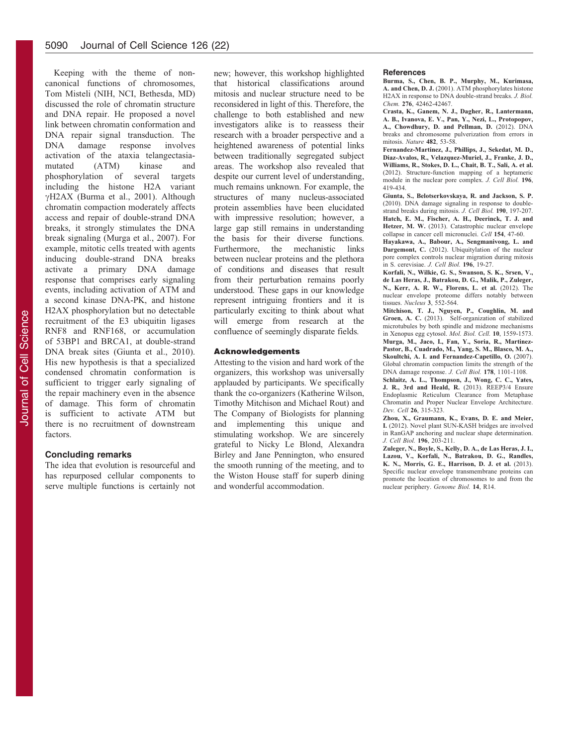Keeping with the theme of non-canonical functions of chromosomes, Tom Misteli (NIH, NCI, Bethesda, MD) discussed the role of chromatin structure and DNA repair. He proposed a novel link between chromatin conformation and DNA repair signal transduction. The DNA damage response involves activation of the ataxia telangectasia-mutated (ATM) kinase and phosphorylation of several targets including the histone H2A variant γH2AX (Burma et al., 2001). Although chromatin compaction moderately affects access and repair of double-strand DNA breaks, it strongly stimulates the DNA break signaling (Murga et al., 2007). For example, mitotic cells treated with agents inducing double-strand DNA breaks activate a primary DNA damage response that comprises early signaling events, including activation of ATM and a second kinase DNA-PK, and histone H2AX phosphorylation but no detectable recruitment of the E3 ubiquitin ligases RNF8 and RNF168, or accumulation of 53BP1 and BRCA1, at double-strand DNA break sites (Giunta et al., 2010). His new hypothesis is that a specialized condensed chromatin conformation is sufficient to trigger early signaling of the repair machinery even in the absence of damage. This form of chromatin is sufficient to activate ATM but there is no recruitment of downstream factors.

## Concluding remarks

The idea that evolution is resourceful and has repurposed cellular components to serve multiple functions is certainly not new; however, this workshop highlighted that historical classifications around mitosis and nuclear structure need to be reconsidered in light of this. Therefore, the challenge to both established and new investigators alike is to reassess their research with a broader perspective and a heightened awareness of potential links between traditionally segregated subject areas. The workshop also revealed that despite our current level of understanding, much remains unknown. For example, the structures of many nucleus-associated protein assemblies have been elucidated with impressive resolution; however, a large gap still remains in understanding the basis for their diverse functions. Furthermore, the mechanistic links between nuclear proteins and the plethora of conditions and diseases that result from their perturbation remains poorly understood. These gaps in our knowledge represent intriguing frontiers and it is particularly exciting to think about what will emerge from research at the confluence of seemingly disparate fields.

## Acknowledgements

Attesting to the vision and hard work of the organizers, this workshop was universally applauded by participants. We specifically thank the co-organizers (Katherine Wilson, Timothy Mitchison and Michael Rout) and The Company of Biologists for planning and implementing this unique and stimulating workshop. We are sincerely grateful to Nicky Le Blond, Alexandra Birley and Jane Pennington, who ensured the smooth running of the meeting, and to the Wiston House staff for superb dining and wonderful accommodation.

## References

**Burma, S., Chen, B. P., Murphy, M., Kurimasa, A. and Chen, D. J.** (2001). ATM phosphorylates histone H2AX in response to DNA double-strand breaks. *J. Biol. Chem.* **276**, 42462-42467.

**Crasta, K., Ganem, N. J., Dagher, R., Lantermann, A. B., Ivanova, E. V., Pan, Y., Nezi, L., Protopopov, A., Chowdhury, D. and Pellman, D.** (2012). DNA breaks and chromosome pulverization from errors in mitosis. *Nature* **482**, 53-58.

**Fernandez-Martinez, J., Phillips, J., Sekedat, M. D., Diaz-Avalos, R., Velazquez-Muriel, J., Franke, J. D., Williams, R., Stokes, D. L., Chait, B. T., Sali, A. et al.** (2012). Structure-function mapping of a heptameric module in the nuclear pore complex. *J. Cell Biol.* **196**, 419-434.

**Giunta, S., Belotserkovskaya, R. and Jackson, S. P.** (2010). DNA damage signaling in response to double-strand breaks during mitosis. *J. Cell Biol.* **190**, 197-207.

**Hatch, E. M., Fischer, A. H., Deerinck, T. J. and Hetzer, M. W.** (2013). Catastrophic nuclear envelope collapse in cancer cell micronuclei. *Cell* **154**, 47-60.

**Hayakawa, A., Babour, A., Sengmanivong, L. and Dargemont, C.** (2012). Ubiquitylation of the nuclear pore complex controls nuclear migration during mitosis in S. cerevisiae. *J. Cell Biol.* **196**, 19-27.

**Korfali, N., Wilkie, G. S., Swanson, S. K., Srsen, V., de Las Heras, J., Batrakou, D. G., Malik, P., Zuleger, N., Kerr, A. R. W., Florens, L. et al.** (2012). The nuclear envelope proteome differs notably between tissues. *Nucleus* **3**, 552-564.

**Mitchison, T. J., Nguyen, P., Coughlin, M. and Groen, A. C.** (2013). Self-organization of stabilized microtubules by both spindle and midzone mechanisms in Xenopus egg cytosol. *Mol. Biol. Cell.* **10**, 1559-1573.

**Murga, M., Jaco, I., Fan, Y., Soria, R., Martinez-Pastor, B., Cuadrado, M., Yang, S. M., Blasco, M. A., Skoultchi, A. I. and Fernandez-Capetillo, O.** (2007). Global chromatin compaction limits the strength of the DNA damage response. *J. Cell Biol.* **178**, 1101-1108.

**Schlaitz, A. L., Thompson, J., Wong, C. C., Yates, J. R., 3rd and Heald, R.** (2013). REEP3/4 Ensure Endoplasmic Reticulum Clearance from Metaphase Chromatin and Proper Nuclear Envelope Architecture. *Dev. Cell* **26**, 315-323.

**Zhou, X., Graumann, K., Evans, D. E. and Meier, I.** (2012). Novel plant SUN-KASH bridges are involved in RanGAP anchoring and nuclear shape determination. *J. Cell Biol.* **196**, 203-211.

**Zuleger, N., Boyle, S., Kelly, D. A., de Las Heras, J. I., Lazou, V., Korfali, N., Batrakou, D. G., Randles, K. N., Morris, G. E., Harrison, D. J. et al.** (2013). Specific nuclear envelope transmembrane proteins can promote the location of chromosomes to and from the nuclear periphery. *Genome Biol.* **14**, R14.